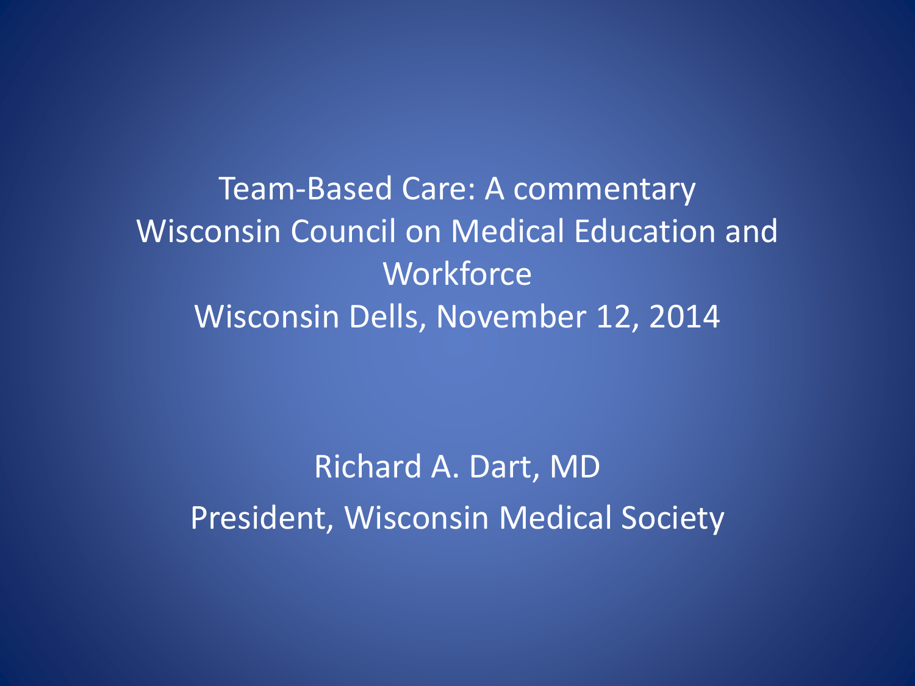# Team-Based Care: A commentary

## Wisconsin Council on Medical Education and Workforce

Wisconsin Dells, November 12, 2014

Richard A. Dart, MD

President, Wisconsin Medical Society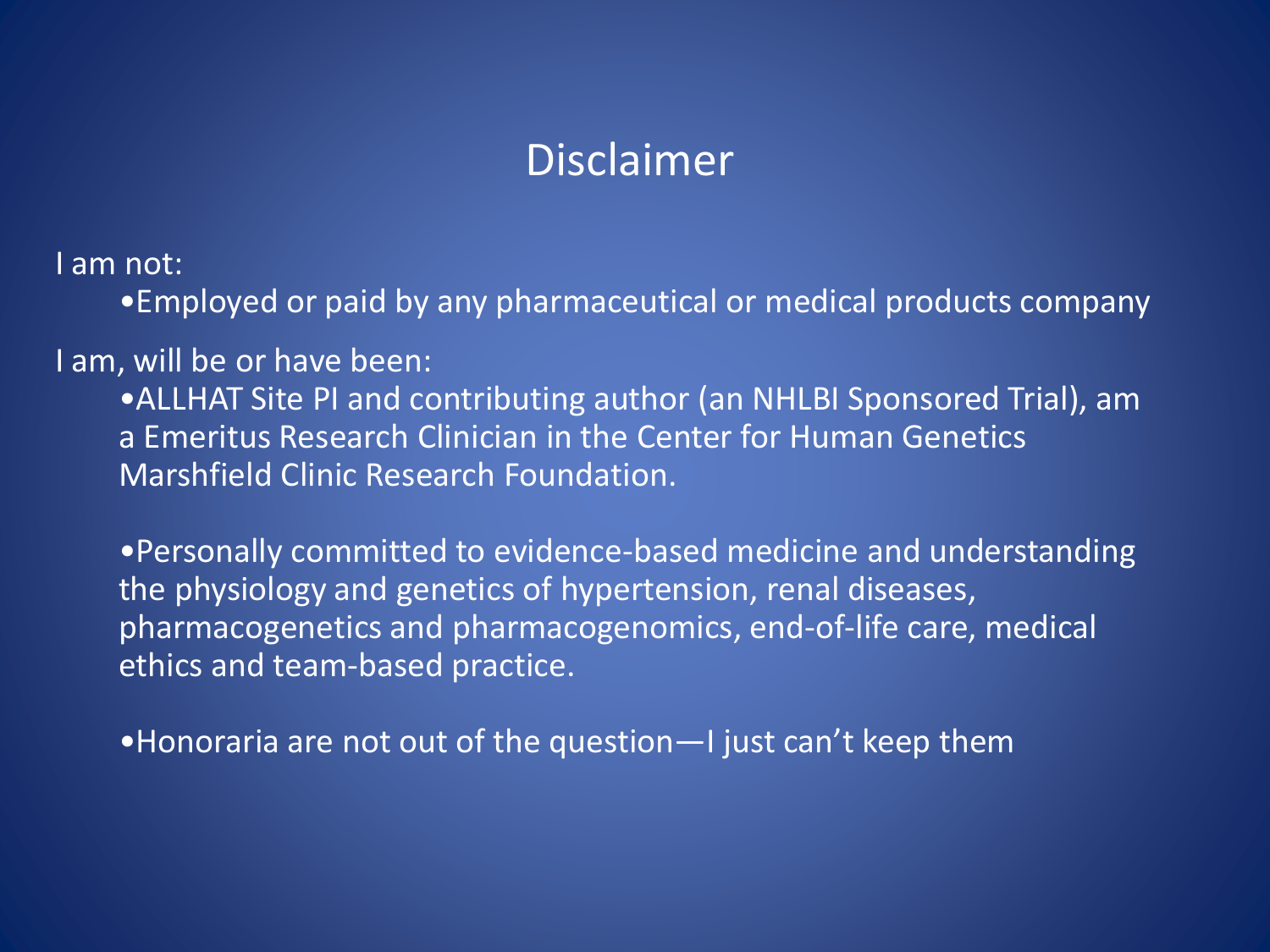# Disclaimer

I am not:

- Employed or paid by any pharmaceutical or medical products company

I am, will be or have been:

- ALLHAT Site PI and contributing author (an NHLBI Sponsored Trial), am a Emeritus Research Clinician in the Center for Human Genetics Marshfield Clinic Research Foundation.

- Personally committed to evidence-based medicine and understanding the physiology and genetics of hypertension, renal diseases, pharmacogenetics and pharmacogenomics, end-of-life care, medical ethics and team-based practice.

- Honoraria are not out of the question—I just can't keep them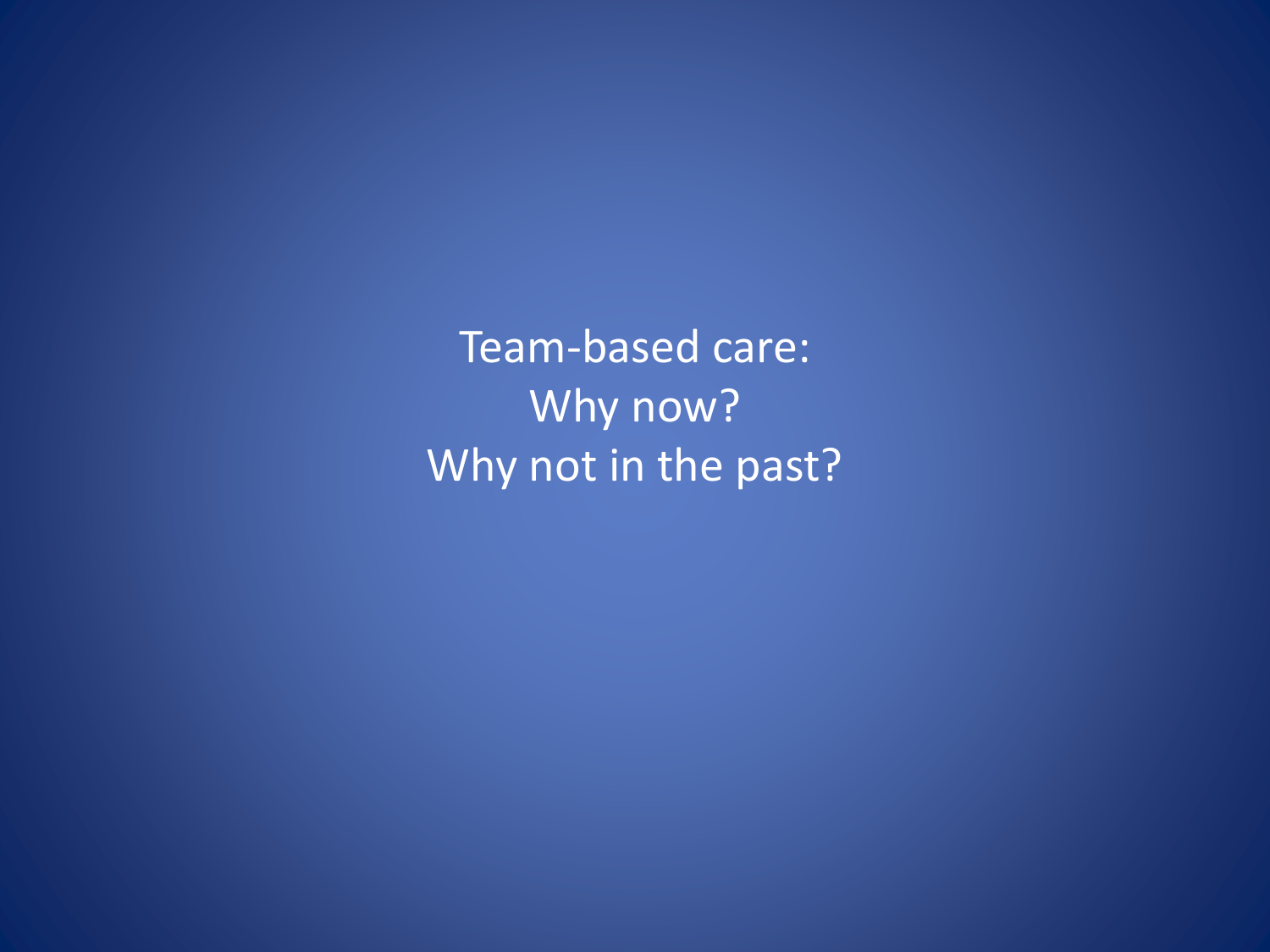Team-based care:
Why now?
Why not in the past?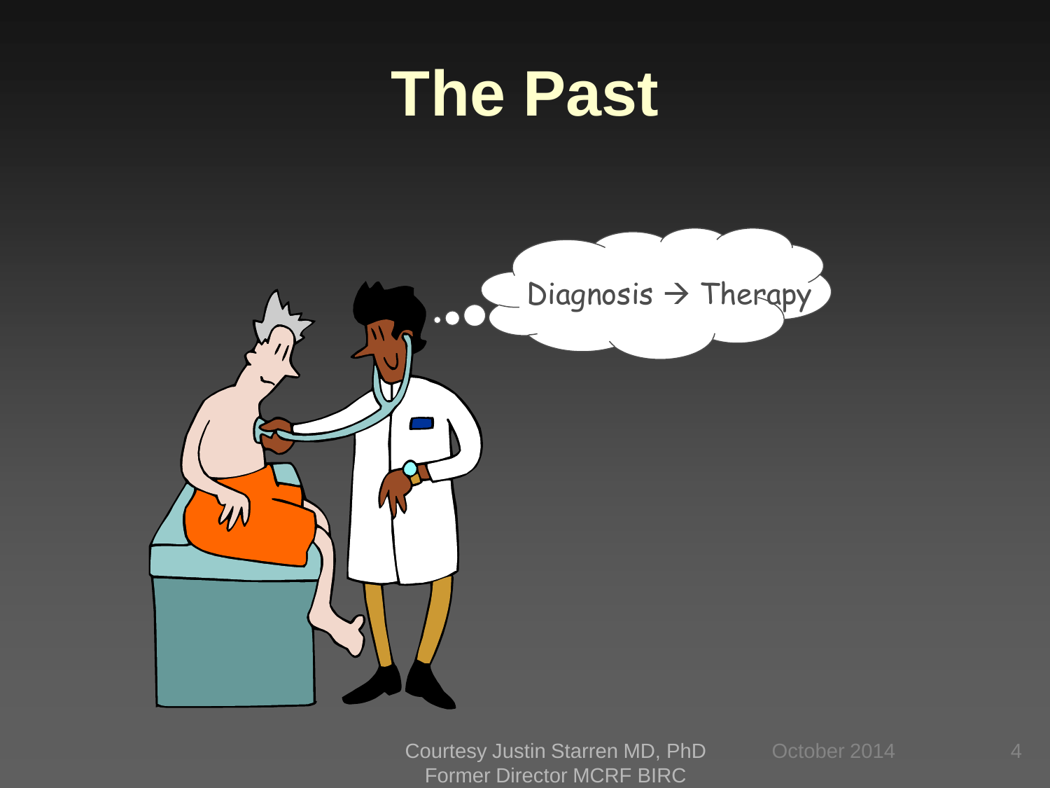# The Past

Diagnosis → Therapy

Courtesy Justin Starren MD, PhD
Former Director MCRF BIRC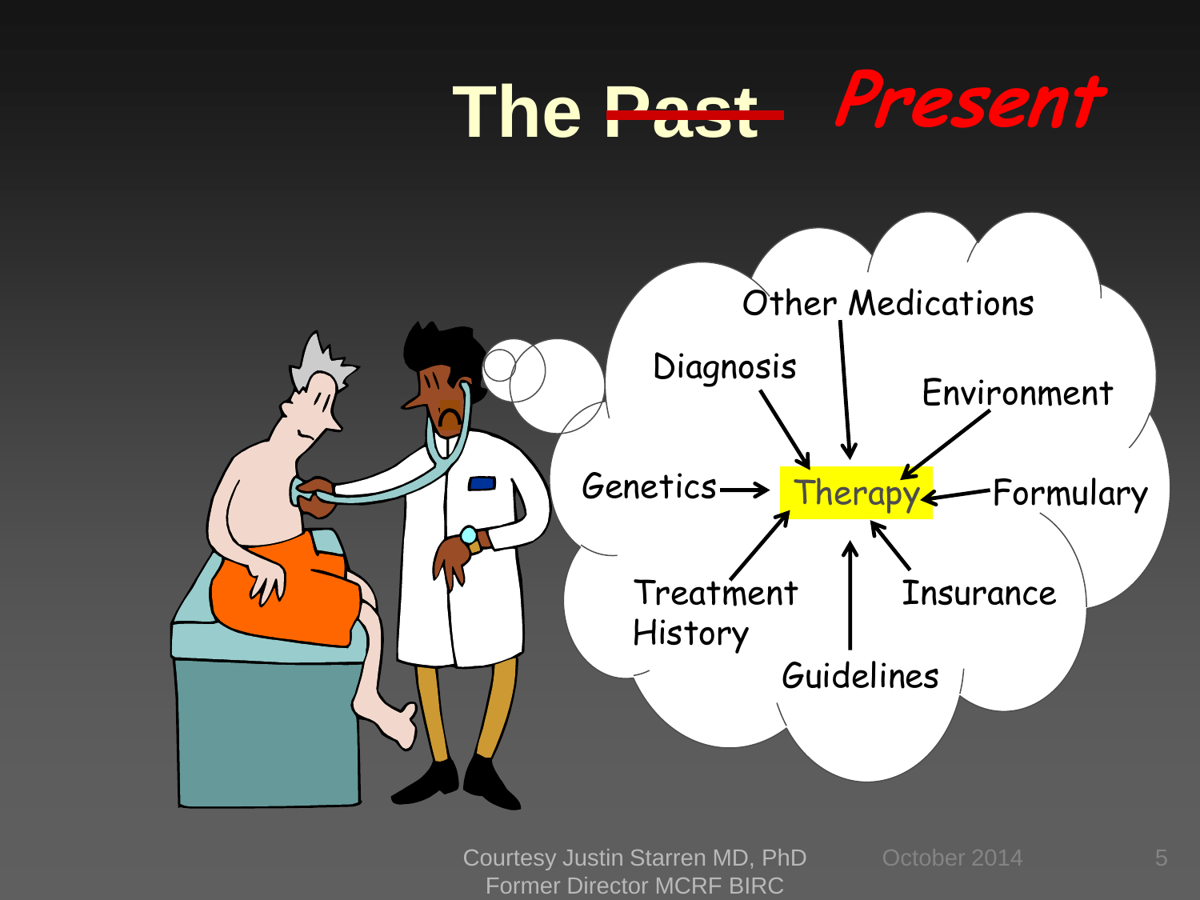# The ~~Past~~ *Present*

- Other Medications
- Diagnosis
- Environment
- Genetics → Therapy ← Formulary
- Treatment History
- Insurance
- Guidelines

Courtesy Justin Starren MD, PhD
Former Director MCRF BIRC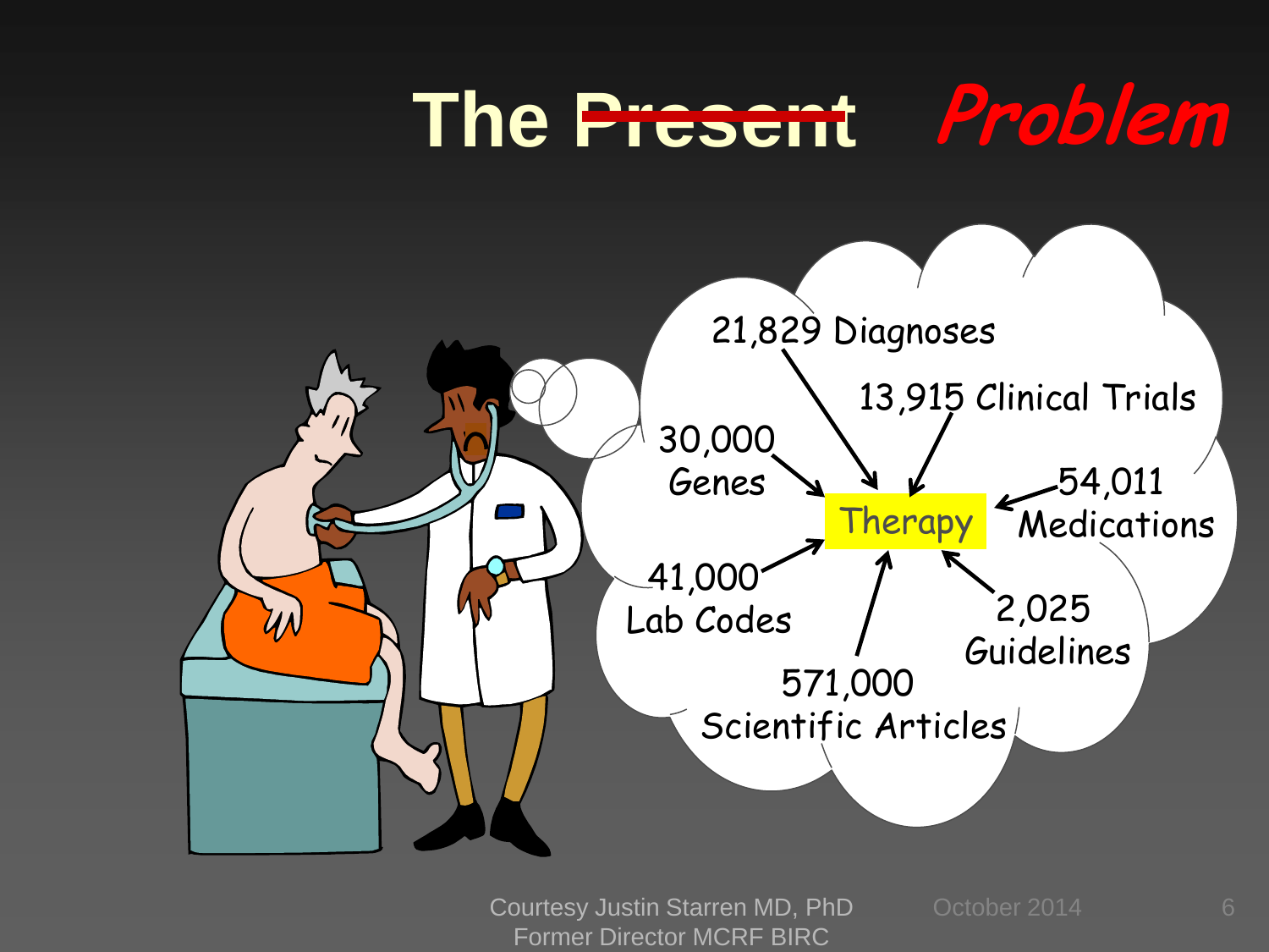# The ~~Present~~ *Problem*

21,829 Diagnoses

13,915 Clinical Trials

30,000 Genes

54,011 Medications

41,000 Lab Codes

2,025 Guidelines

571,000 Scientific Articles

Therapy

Courtesy Justin Starren MD, PhD
Former Director MCRF BIRC

October 2014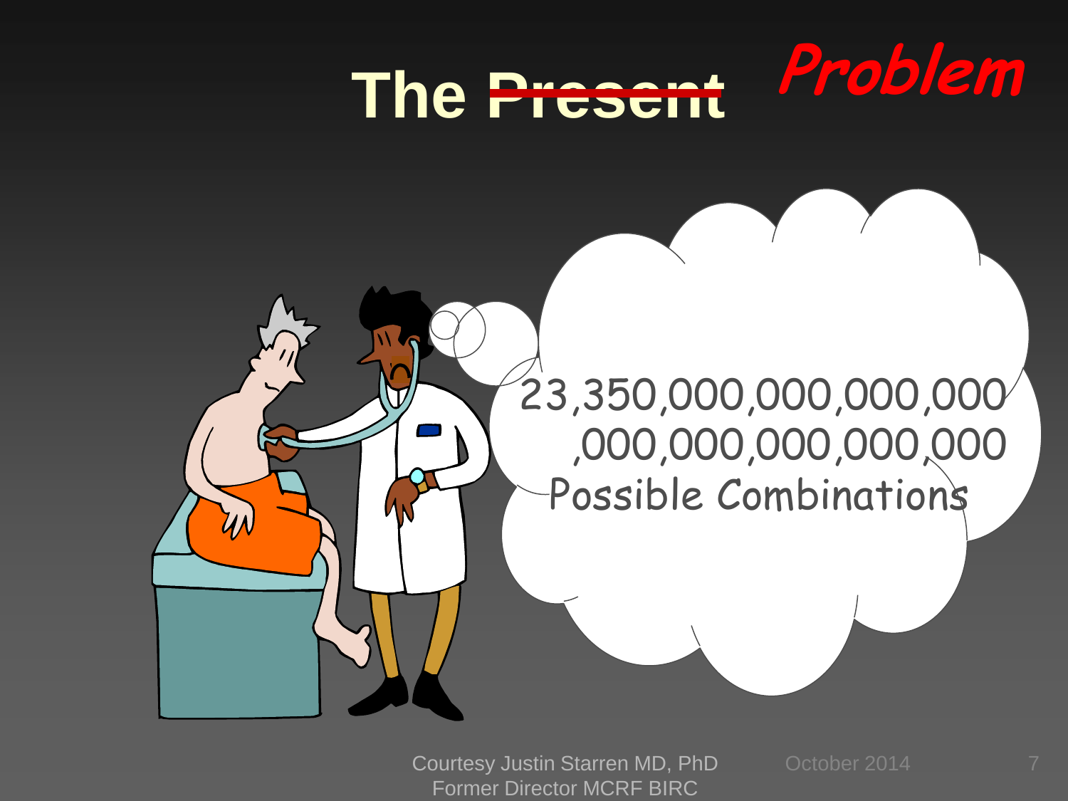# The ~~Present~~ Problem

23,350,000,000,000,000
,000,000,000,000,000
Possible Combinations

Courtesy Justin Starren MD, PhD
Former Director MCRF BIRC

October 2014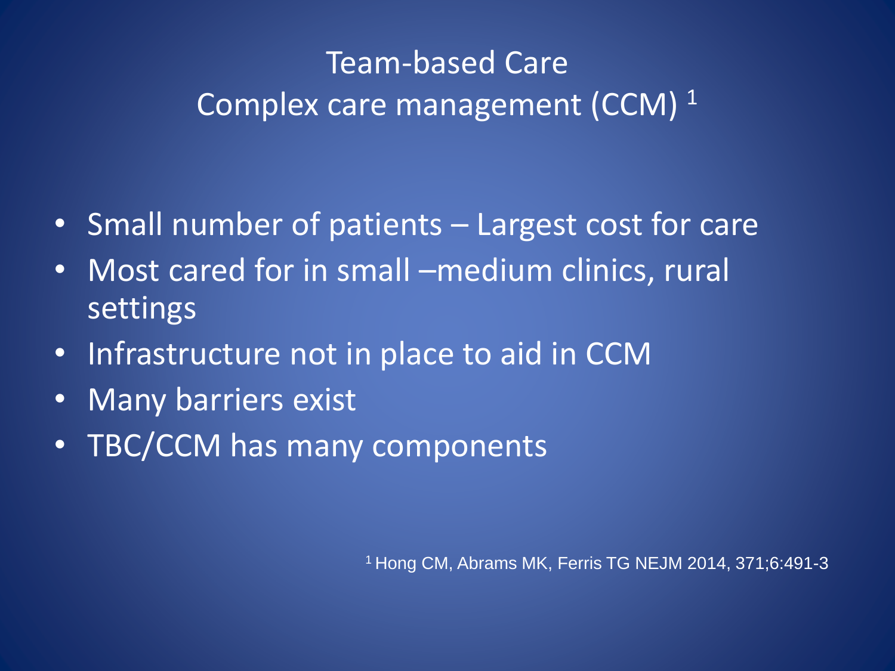# Team-based Care
## Complex care management (CCM) [1]

- Small number of patients – Largest cost for care
- Most cared for in small –medium clinics, rural settings
- Infrastructure not in place to aid in CCM
- Many barriers exist
- TBC/CCM has many components

[1] Hong CM, Abrams MK, Ferris TG NEJM 2014, 371;6:491-3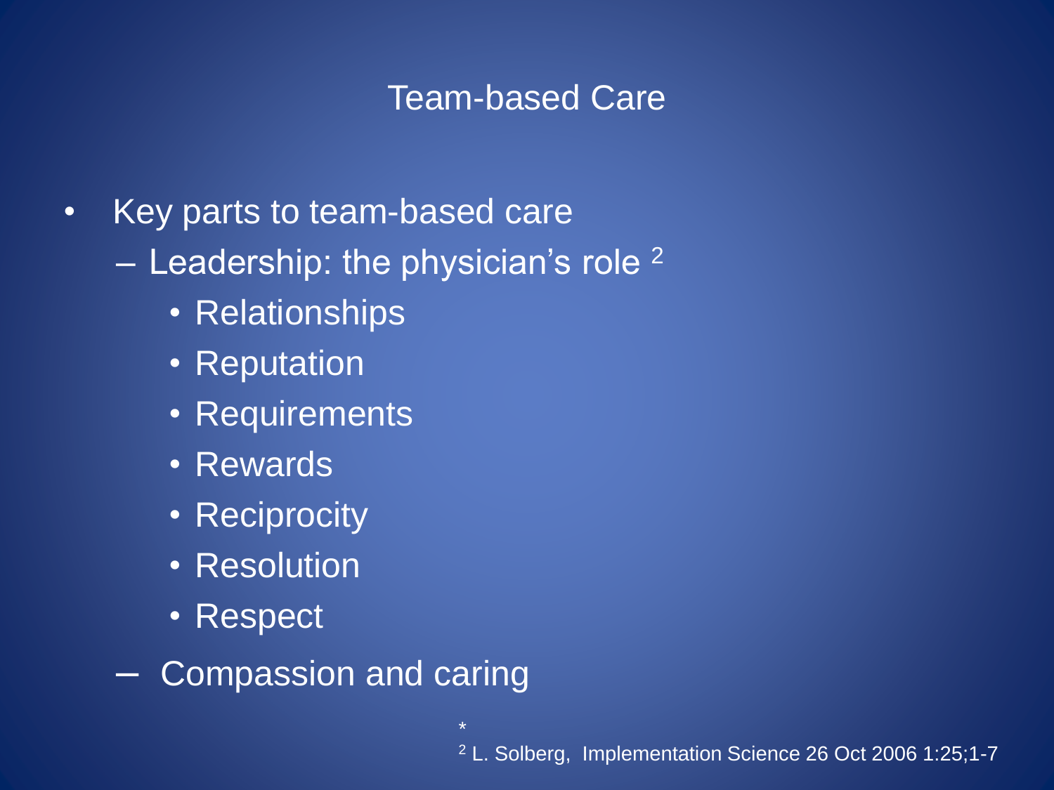## Team-based Care

- Key parts to team-based care
  - Leadership: the physician's role [2]
    - Relationships
    - Reputation
    - Requirements
    - Rewards
    - Reciprocity
    - Resolution
    - Respect
  - Compassion and caring

*

[2] L. Solberg, Implementation Science 26 Oct 2006 1:25;1-7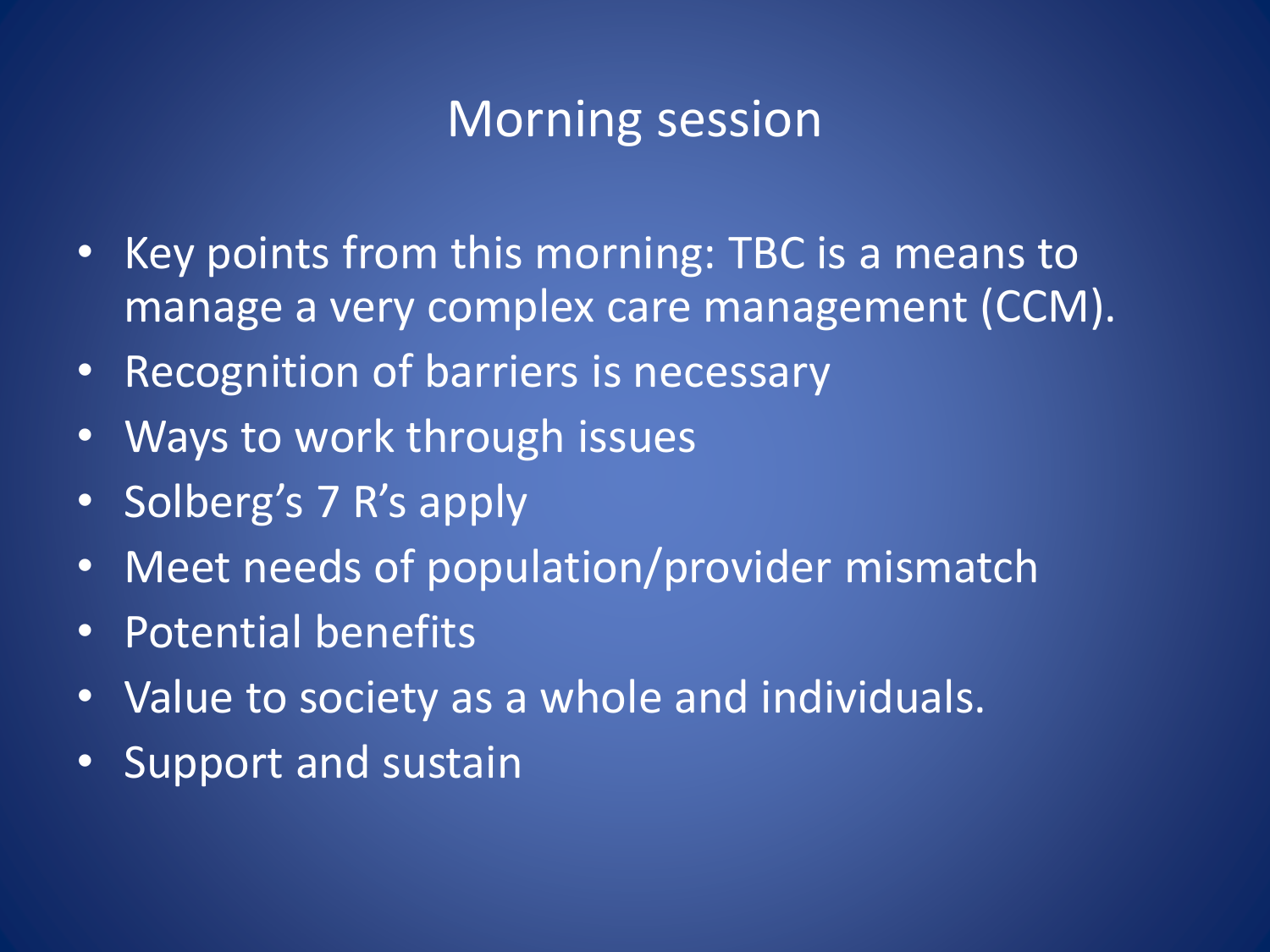# Morning session

- Key points from this morning: TBC is a means to manage a very complex care management (CCM).
- Recognition of barriers is necessary
- Ways to work through issues
- Solberg's 7 R's apply
- Meet needs of population/provider mismatch
- Potential benefits
- Value to society as a whole and individuals.
- Support and sustain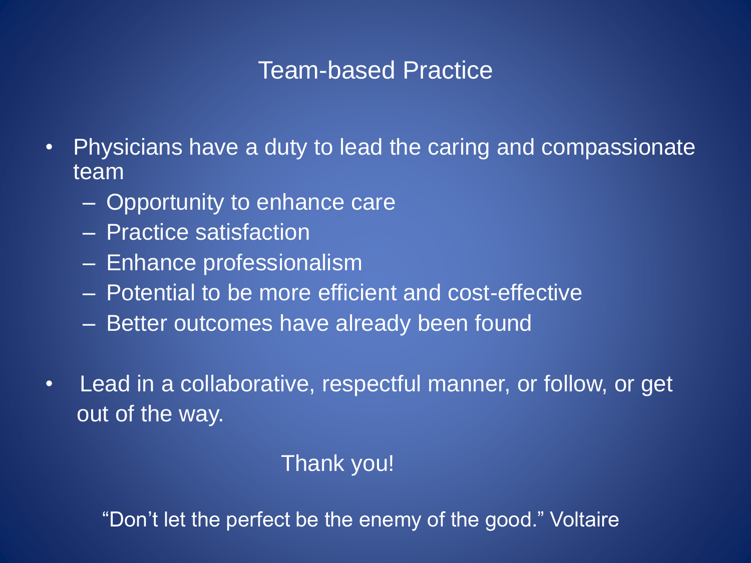# Team-based Practice

- Physicians have a duty to lead the caring and compassionate team
  - Opportunity to enhance care
  - Practice satisfaction
  - Enhance professionalism
  - Potential to be more efficient and cost-effective
  - Better outcomes have already been found
- Lead in a collaborative, respectful manner, or follow, or get out of the way.

Thank you!

"Don't let the perfect be the enemy of the good." Voltaire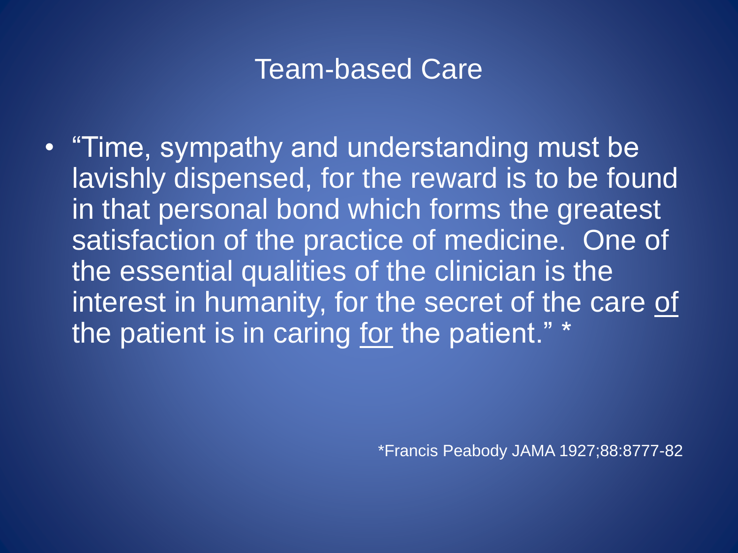# Team-based Care

- "Time, sympathy and understanding must be lavishly dispensed, for the reward is to be found in that personal bond which forms the greatest satisfaction of the practice of medicine. One of the essential qualities of the clinician is the interest in humanity, for the secret of the care <u>of</u> the patient is in caring <u>for</u> the patient." *

*Francis Peabody JAMA 1927;88:8777-82